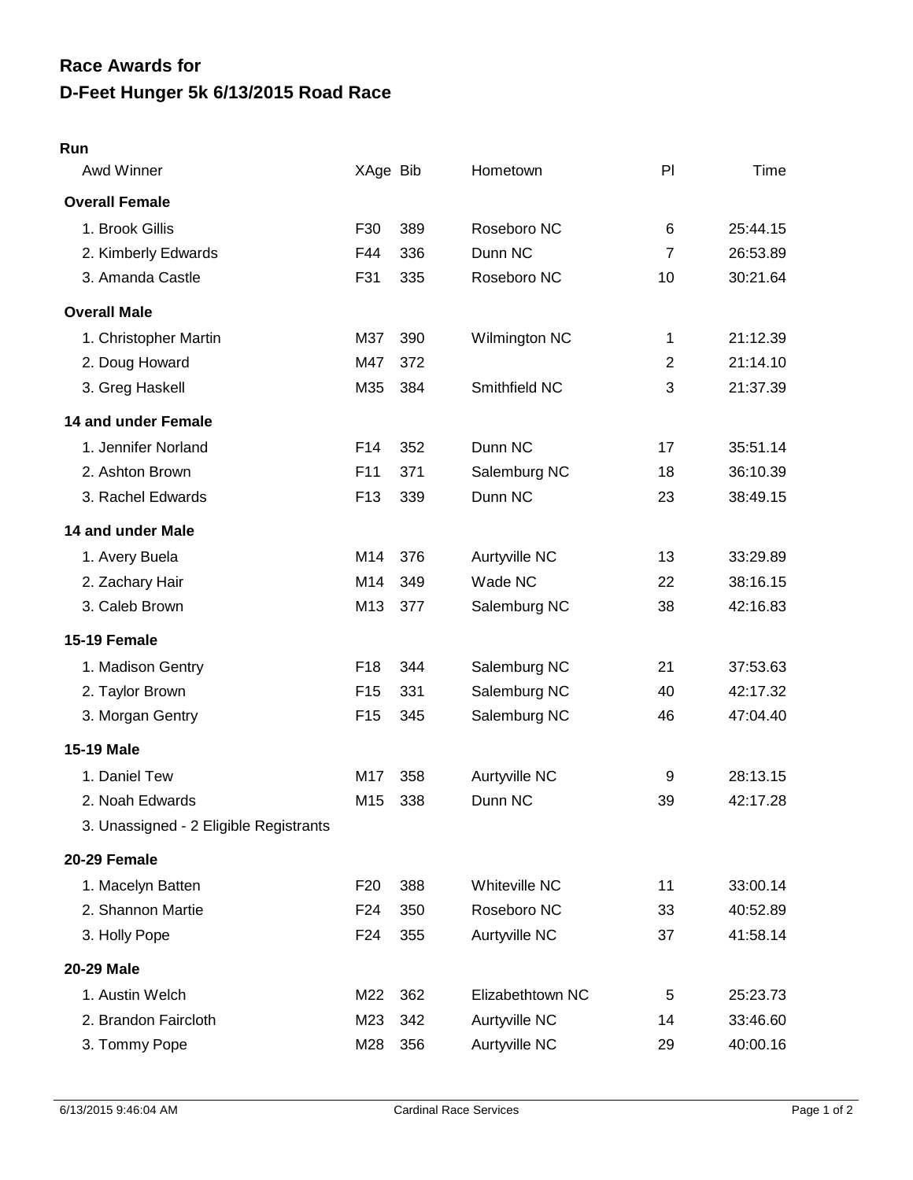# Race Awards for
# D-Feet Hunger 5k 6/13/2015 Road Race

**Run**

| Awd Winner | XAge | Bib | Hometown | Pl | Time |
|---|---|---|---|---|---|
| **Overall Female** | | | | | |
| 1. Brook Gillis | F30 | 389 | Roseboro NC | 6 | 25:44.15 |
| 2. Kimberly Edwards | F44 | 336 | Dunn NC | 7 | 26:53.89 |
| 3. Amanda Castle | F31 | 335 | Roseboro NC | 10 | 30:21.64 |
| **Overall Male** | | | | | |
| 1. Christopher Martin | M37 | 390 | Wilmington NC | 1 | 21:12.39 |
| 2. Doug Howard | M47 | 372 | | 2 | 21:14.10 |
| 3. Greg Haskell | M35 | 384 | Smithfield NC | 3 | 21:37.39 |
| **14 and under Female** | | | | | |
| 1. Jennifer Norland | F14 | 352 | Dunn NC | 17 | 35:51.14 |
| 2. Ashton Brown | F11 | 371 | Salemburg NC | 18 | 36:10.39 |
| 3. Rachel Edwards | F13 | 339 | Dunn NC | 23 | 38:49.15 |
| **14 and under Male** | | | | | |
| 1. Avery Buela | M14 | 376 | Aurtyville NC | 13 | 33:29.89 |
| 2. Zachary Hair | M14 | 349 | Wade NC | 22 | 38:16.15 |
| 3. Caleb Brown | M13 | 377 | Salemburg NC | 38 | 42:16.83 |
| **15-19 Female** | | | | | |
| 1. Madison Gentry | F18 | 344 | Salemburg NC | 21 | 37:53.63 |
| 2. Taylor Brown | F15 | 331 | Salemburg NC | 40 | 42:17.32 |
| 3. Morgan Gentry | F15 | 345 | Salemburg NC | 46 | 47:04.40 |
| **15-19 Male** | | | | | |
| 1. Daniel Tew | M17 | 358 | Aurtyville NC | 9 | 28:13.15 |
| 2. Noah Edwards | M15 | 338 | Dunn NC | 39 | 42:17.28 |
| 3. Unassigned - 2 Eligible Registrants | | | | | |
| **20-29 Female** | | | | | |
| 1. Macelyn Batten | F20 | 388 | Whiteville NC | 11 | 33:00.14 |
| 2. Shannon Martie | F24 | 350 | Roseboro NC | 33 | 40:52.89 |
| 3. Holly Pope | F24 | 355 | Aurtyville NC | 37 | 41:58.14 |
| **20-29 Male** | | | | | |
| 1. Austin Welch | M22 | 362 | Elizabethtown NC | 5 | 25:23.73 |
| 2. Brandon Faircloth | M23 | 342 | Aurtyville NC | 14 | 33:46.60 |
| 3. Tommy Pope | M28 | 356 | Aurtyville NC | 29 | 40:00.16 |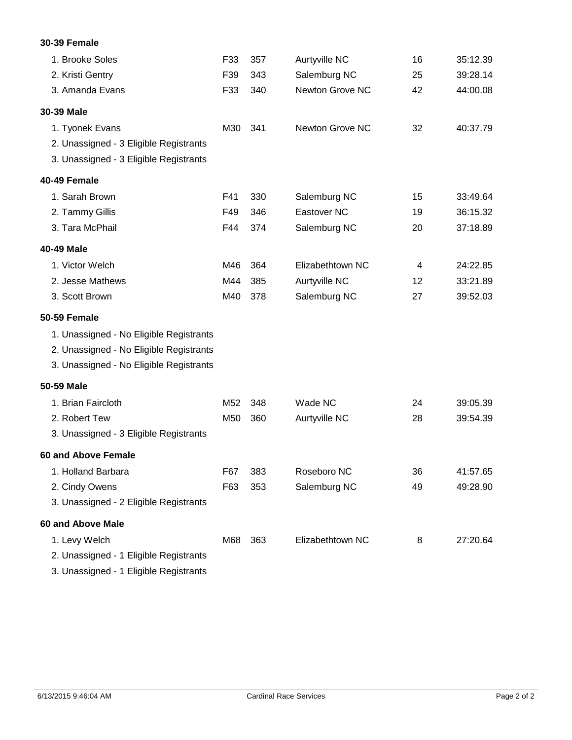**30-39 Female**

| | | | | | |
|---|---|---|---|---|---|
| 1. Brooke Soles | F33 | 357 | Aurtyville NC | 16 | 35:12.39 |
| 2. Kristi Gentry | F39 | 343 | Salemburg NC | 25 | 39:28.14 |
| 3. Amanda Evans | F33 | 340 | Newton Grove NC | 42 | 44:00.08 |

**30-39 Male**

| | | | | | |
|---|---|---|---|---|---|
| 1. Tyonek Evans | M30 | 341 | Newton Grove NC | 32 | 40:37.79 |
| 2. Unassigned - 3 Eligible Registrants | | | | | |
| 3. Unassigned - 3 Eligible Registrants | | | | | |

**40-49 Female**

| | | | | | |
|---|---|---|---|---|---|
| 1. Sarah Brown | F41 | 330 | Salemburg NC | 15 | 33:49.64 |
| 2. Tammy Gillis | F49 | 346 | Eastover NC | 19 | 36:15.32 |
| 3. Tara McPhail | F44 | 374 | Salemburg NC | 20 | 37:18.89 |

**40-49 Male**

| | | | | | |
|---|---|---|---|---|---|
| 1. Victor Welch | M46 | 364 | Elizabethtown NC | 4 | 24:22.85 |
| 2. Jesse Mathews | M44 | 385 | Aurtyville NC | 12 | 33:21.89 |
| 3. Scott Brown | M40 | 378 | Salemburg NC | 27 | 39:52.03 |

**50-59 Female**

1. Unassigned - No Eligible Registrants
2. Unassigned - No Eligible Registrants
3. Unassigned - No Eligible Registrants

**50-59 Male**

| | | | | | |
|---|---|---|---|---|---|
| 1. Brian Faircloth | M52 | 348 | Wade NC | 24 | 39:05.39 |
| 2. Robert Tew | M50 | 360 | Aurtyville NC | 28 | 39:54.39 |
| 3. Unassigned - 3 Eligible Registrants | | | | | |

**60 and Above Female**

| | | | | | |
|---|---|---|---|---|---|
| 1. Holland Barbara | F67 | 383 | Roseboro NC | 36 | 41:57.65 |
| 2. Cindy Owens | F63 | 353 | Salemburg NC | 49 | 49:28.90 |
| 3. Unassigned - 2 Eligible Registrants | | | | | |

**60 and Above Male**

| | | | | | |
|---|---|---|---|---|---|
| 1. Levy Welch | M68 | 363 | Elizabethtown NC | 8 | 27:20.64 |
| 2. Unassigned - 1 Eligible Registrants | | | | | |
| 3. Unassigned - 1 Eligible Registrants | | | | | |

6/13/2015 9:46:04 AM Cardinal Race Services